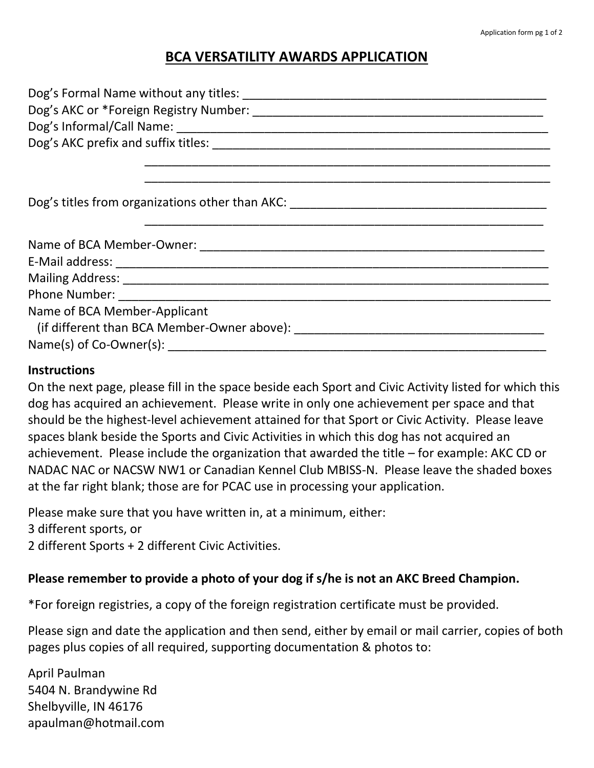# BCA VERSATILITY AWARDS APPLICATION

Dog's Formal Name without any titles: ___________________________________________

Dog's AKC or *Foreign Registry Number: _________________________________________

Dog's Informal/Call Name: ______________________________________________________

Dog's AKC prefix and suffix titles: _______________________________________________

_______________________________________________________________

_______________________________________________________________

Dog's titles from organizations other than AKC: ____________________________________

_______________________________________________________________

Name of BCA Member-Owner: ____________________________________________________

E-Mail address: _______________________________________________________________

Mailing Address: _____________________________________________________________

Phone Number: ________________________________________________________________

Name of BCA Member-Applicant
(if different than BCA Member-Owner above): _____________________________________

Name(s) of Co-Owner(s): _______________________________________________________

**Instructions**

On the next page, please fill in the space beside each Sport and Civic Activity listed for which this dog has acquired an achievement. Please write in only one achievement per space and that should be the highest-level achievement attained for that Sport or Civic Activity. Please leave spaces blank beside the Sports and Civic Activities in which this dog has not acquired an achievement. Please include the organization that awarded the title – for example: AKC CD or NADAC NAC or NACSW NW1 or Canadian Kennel Club MBISS-N. Please leave the shaded boxes at the far right blank; those are for PCAC use in processing your application.

Please make sure that you have written in, at a minimum, either:
3 different sports, or
2 different Sports + 2 different Civic Activities.

**Please remember to provide a photo of your dog if s/he is not an AKC Breed Champion.**

*For foreign registries, a copy of the foreign registration certificate must be provided.

Please sign and date the application and then send, either by email or mail carrier, copies of both pages plus copies of all required, supporting documentation & photos to:

April Paulman
5404 N. Brandywine Rd
Shelbyville, IN 46176
apaulman@hotmail.com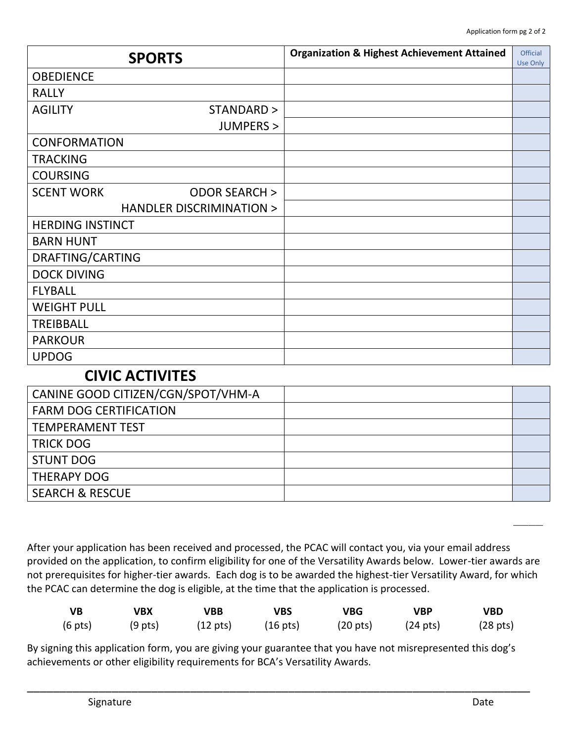| SPORTS | | Organization & Highest Achievement Attained | Official Use Only |
|---|---|---|---|
| OBEDIENCE | | | |
| RALLY | | | |
| AGILITY | STANDARD > | | |
| | JUMPERS > | | |
| CONFORMATION | | | |
| TRACKING | | | |
| COURSING | | | |
| SCENT WORK | ODOR SEARCH > | | |
| | HANDLER DISCRIMINATION > | | |
| HERDING INSTINCT | | | |
| BARN HUNT | | | |
| DRAFTING/CARTING | | | |
| DOCK DIVING | | | |
| FLYBALL | | | |
| WEIGHT PULL | | | |
| TREIBBALL | | | |
| PARKOUR | | | |
| UPDOG | | | |

## CIVIC ACTIVITES

| | | |
|---|---|---|
| CANINE GOOD CITIZEN/CGN/SPOT/VHM-A | | |
| FARM DOG CERTIFICATION | | |
| TEMPERAMENT TEST | | |
| TRICK DOG | | |
| STUNT DOG | | |
| THERAPY DOG | | |
| SEARCH & RESCUE | | |

______

After your application has been received and processed, the PCAC will contact you, via your email address provided on the application, to confirm eligibility for one of the Versatility Awards below. Lower-tier awards are not prerequisites for higher-tier awards. Each dog is to be awarded the highest-tier Versatility Award, for which the PCAC can determine the dog is eligible, at the time that the application is processed.

| VB | VBX | VBB | VBS | VBG | VBP | VBD |
|---|---|---|---|---|---|---|
| (6 pts) | (9 pts) | (12 pts) | (16 pts) | (20 pts) | (24 pts) | (28 pts) |

By signing this application form, you are giving your guarantee that you have not misrepresented this dog's achievements or other eligibility requirements for BCA's Versatility Awards.

_______________________________________________________________________________

Signature                                                                                    Date